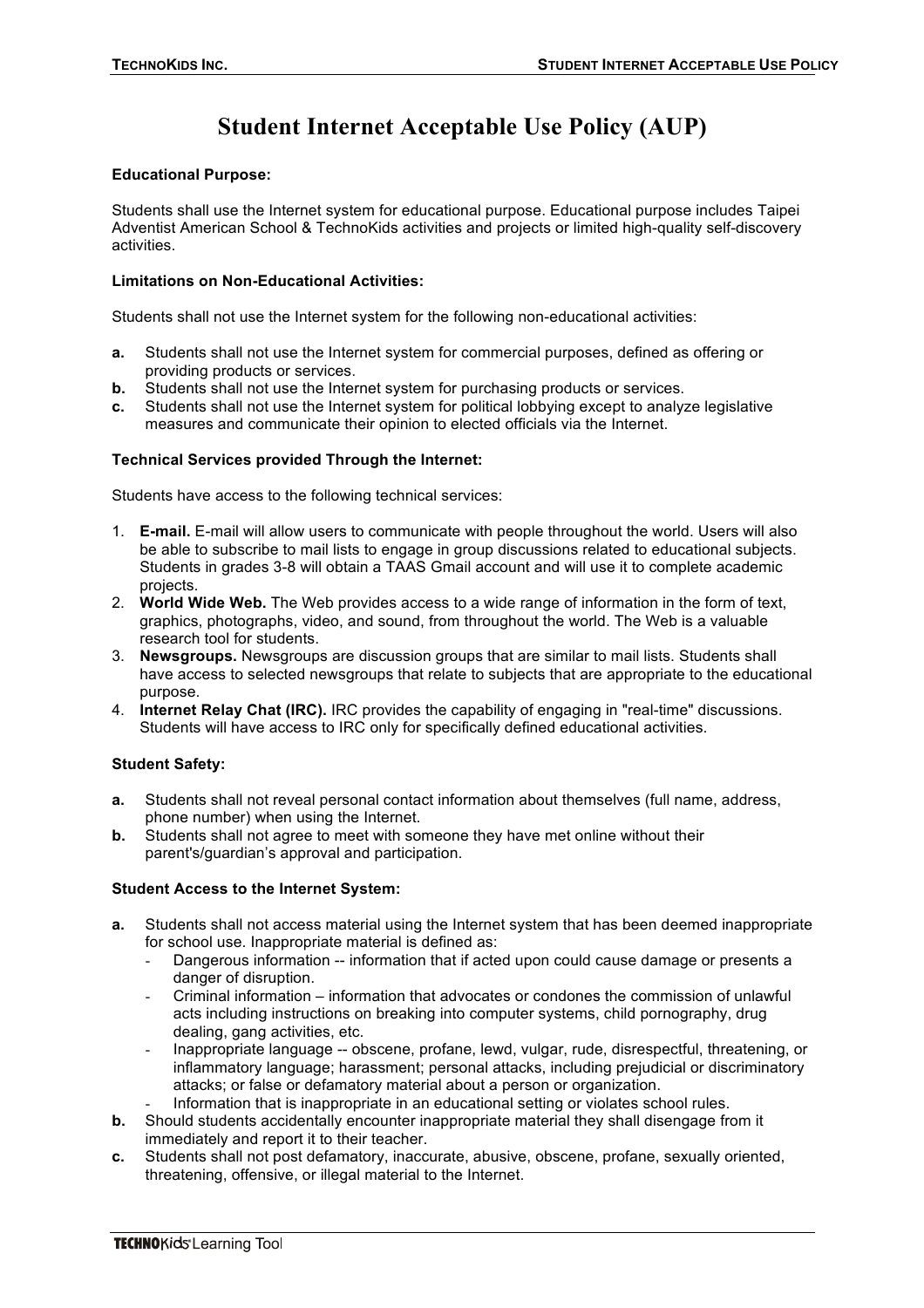# Student Internet Acceptable Use Policy (AUP)

**Educational Purpose:**

Students shall use the Internet system for educational purpose. Educational purpose includes Taipei Adventist American School & TechnoKids activities and projects or limited high-quality self-discovery activities.

**Limitations on Non-Educational Activities:**

Students shall not use the Internet system for the following non-educational activities:

- **a.** Students shall not use the Internet system for commercial purposes, defined as offering or providing products or services.
- **b.** Students shall not use the Internet system for purchasing products or services.
- **c.** Students shall not use the Internet system for political lobbying except to analyze legislative measures and communicate their opinion to elected officials via the Internet.

**Technical Services provided Through the Internet:**

Students have access to the following technical services:

1. **E-mail.** E-mail will allow users to communicate with people throughout the world. Users will also be able to subscribe to mail lists to engage in group discussions related to educational subjects. Students in grades 3-8 will obtain a TAAS Gmail account and will use it to complete academic projects.
2. **World Wide Web.** The Web provides access to a wide range of information in the form of text, graphics, photographs, video, and sound, from throughout the world. The Web is a valuable research tool for students.
3. **Newsgroups.** Newsgroups are discussion groups that are similar to mail lists. Students shall have access to selected newsgroups that relate to subjects that are appropriate to the educational purpose.
4. **Internet Relay Chat (IRC).** IRC provides the capability of engaging in "real-time" discussions. Students will have access to IRC only for specifically defined educational activities.

**Student Safety:**

- **a.** Students shall not reveal personal contact information about themselves (full name, address, phone number) when using the Internet.
- **b.** Students shall not agree to meet with someone they have met online without their parent's/guardian's approval and participation.

**Student Access to the Internet System:**

- **a.** Students shall not access material using the Internet system that has been deemed inappropriate for school use. Inappropriate material is defined as:
  - Dangerous information -- information that if acted upon could cause damage or presents a danger of disruption.
  - Criminal information – information that advocates or condones the commission of unlawful acts including instructions on breaking into computer systems, child pornography, drug dealing, gang activities, etc.
  - Inappropriate language -- obscene, profane, lewd, vulgar, rude, disrespectful, threatening, or inflammatory language; harassment; personal attacks, including prejudicial or discriminatory attacks; or false or defamatory material about a person or organization.
  - Information that is inappropriate in an educational setting or violates school rules.
- **b.** Should students accidentally encounter inappropriate material they shall disengage from it immediately and report it to their teacher.
- **c.** Students shall not post defamatory, inaccurate, abusive, obscene, profane, sexually oriented, threatening, offensive, or illegal material to the Internet.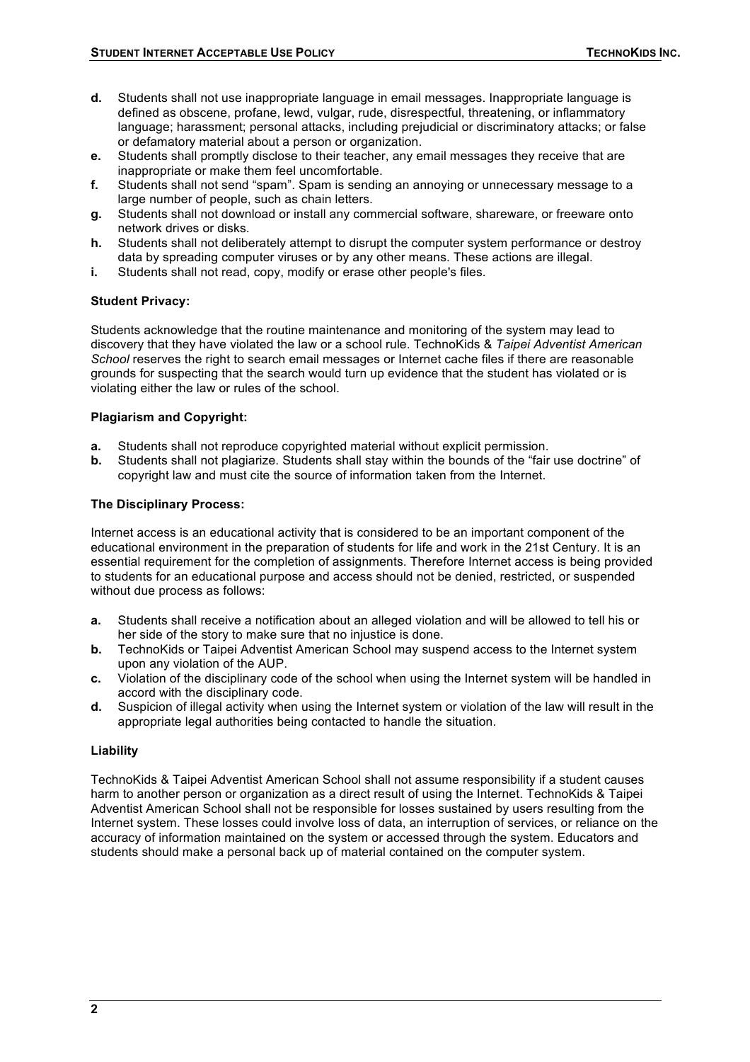**d.** Students shall not use inappropriate language in email messages. Inappropriate language is defined as obscene, profane, lewd, vulgar, rude, disrespectful, threatening, or inflammatory language; harassment; personal attacks, including prejudicial or discriminatory attacks; or false or defamatory material about a person or organization.

**e.** Students shall promptly disclose to their teacher, any email messages they receive that are inappropriate or make them feel uncomfortable.

**f.** Students shall not send "spam". Spam is sending an annoying or unnecessary message to a large number of people, such as chain letters.

**g.** Students shall not download or install any commercial software, shareware, or freeware onto network drives or disks.

**h.** Students shall not deliberately attempt to disrupt the computer system performance or destroy data by spreading computer viruses or by any other means. These actions are illegal.

**i.** Students shall not read, copy, modify or erase other people's files.

**Student Privacy:**

Students acknowledge that the routine maintenance and monitoring of the system may lead to discovery that they have violated the law or a school rule. TechnoKids & *Taipei Adventist American School* reserves the right to search email messages or Internet cache files if there are reasonable grounds for suspecting that the search would turn up evidence that the student has violated or is violating either the law or rules of the school.

**Plagiarism and Copyright:**

**a.** Students shall not reproduce copyrighted material without explicit permission.

**b.** Students shall not plagiarize. Students shall stay within the bounds of the "fair use doctrine" of copyright law and must cite the source of information taken from the Internet.

**The Disciplinary Process:**

Internet access is an educational activity that is considered to be an important component of the educational environment in the preparation of students for life and work in the 21st Century. It is an essential requirement for the completion of assignments. Therefore Internet access is being provided to students for an educational purpose and access should not be denied, restricted, or suspended without due process as follows:

**a.** Students shall receive a notification about an alleged violation and will be allowed to tell his or her side of the story to make sure that no injustice is done.

**b.** TechnoKids or Taipei Adventist American School may suspend access to the Internet system upon any violation of the AUP.

**c.** Violation of the disciplinary code of the school when using the Internet system will be handled in accord with the disciplinary code.

**d.** Suspicion of illegal activity when using the Internet system or violation of the law will result in the appropriate legal authorities being contacted to handle the situation.

**Liability**

TechnoKids & Taipei Adventist American School shall not assume responsibility if a student causes harm to another person or organization as a direct result of using the Internet. TechnoKids & Taipei Adventist American School shall not be responsible for losses sustained by users resulting from the Internet system. These losses could involve loss of data, an interruption of services, or reliance on the accuracy of information maintained on the system or accessed through the system. Educators and students should make a personal back up of material contained on the computer system.